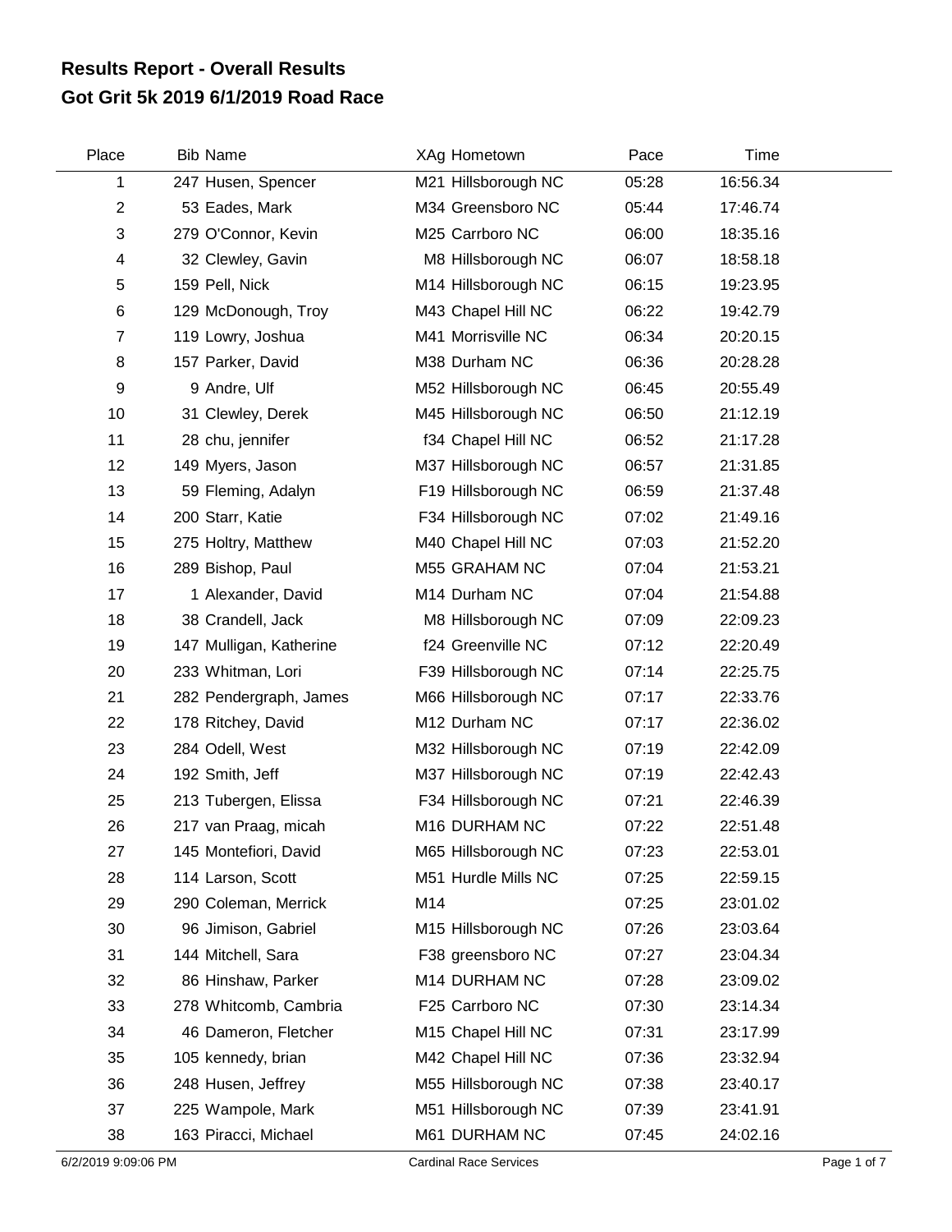# Results Report - Overall Results
## Got Grit 5k 2019 6/1/2019 Road Race

| Place | Bib | Name | XAg | Hometown | Pace | Time |
|---|---|---|---|---|---|---|
| 1 | 247 | Husen, Spencer | M21 | Hillsborough NC | 05:28 | 16:56.34 |
| 2 | 53 | Eades, Mark | M34 | Greensboro NC | 05:44 | 17:46.74 |
| 3 | 279 | O'Connor, Kevin | M25 | Carrboro NC | 06:00 | 18:35.16 |
| 4 | 32 | Clewley, Gavin | M8 | Hillsborough NC | 06:07 | 18:58.18 |
| 5 | 159 | Pell, Nick | M14 | Hillsborough NC | 06:15 | 19:23.95 |
| 6 | 129 | McDonough, Troy | M43 | Chapel Hill NC | 06:22 | 19:42.79 |
| 7 | 119 | Lowry, Joshua | M41 | Morrisville NC | 06:34 | 20:20.15 |
| 8 | 157 | Parker, David | M38 | Durham NC | 06:36 | 20:28.28 |
| 9 | 9 | Andre, Ulf | M52 | Hillsborough NC | 06:45 | 20:55.49 |
| 10 | 31 | Clewley, Derek | M45 | Hillsborough NC | 06:50 | 21:12.19 |
| 11 | 28 | chu, jennifer | f34 | Chapel Hill NC | 06:52 | 21:17.28 |
| 12 | 149 | Myers, Jason | M37 | Hillsborough NC | 06:57 | 21:31.85 |
| 13 | 59 | Fleming, Adalyn | F19 | Hillsborough NC | 06:59 | 21:37.48 |
| 14 | 200 | Starr, Katie | F34 | Hillsborough NC | 07:02 | 21:49.16 |
| 15 | 275 | Holtry, Matthew | M40 | Chapel Hill NC | 07:03 | 21:52.20 |
| 16 | 289 | Bishop, Paul | M55 | GRAHAM NC | 07:04 | 21:53.21 |
| 17 | 1 | Alexander, David | M14 | Durham NC | 07:04 | 21:54.88 |
| 18 | 38 | Crandell, Jack | M8 | Hillsborough NC | 07:09 | 22:09.23 |
| 19 | 147 | Mulligan, Katherine | f24 | Greenville NC | 07:12 | 22:20.49 |
| 20 | 233 | Whitman, Lori | F39 | Hillsborough NC | 07:14 | 22:25.75 |
| 21 | 282 | Pendergraph, James | M66 | Hillsborough NC | 07:17 | 22:33.76 |
| 22 | 178 | Ritchey, David | M12 | Durham NC | 07:17 | 22:36.02 |
| 23 | 284 | Odell, West | M32 | Hillsborough NC | 07:19 | 22:42.09 |
| 24 | 192 | Smith, Jeff | M37 | Hillsborough NC | 07:19 | 22:42.43 |
| 25 | 213 | Tubergen, Elissa | F34 | Hillsborough NC | 07:21 | 22:46.39 |
| 26 | 217 | van Praag, micah | M16 | DURHAM NC | 07:22 | 22:51.48 |
| 27 | 145 | Montefiori, David | M65 | Hillsborough NC | 07:23 | 22:53.01 |
| 28 | 114 | Larson, Scott | M51 | Hurdle Mills NC | 07:25 | 22:59.15 |
| 29 | 290 | Coleman, Merrick | M14 | | 07:25 | 23:01.02 |
| 30 | 96 | Jimison, Gabriel | M15 | Hillsborough NC | 07:26 | 23:03.64 |
| 31 | 144 | Mitchell, Sara | F38 | greensboro NC | 07:27 | 23:04.34 |
| 32 | 86 | Hinshaw, Parker | M14 | DURHAM NC | 07:28 | 23:09.02 |
| 33 | 278 | Whitcomb, Cambria | F25 | Carrboro NC | 07:30 | 23:14.34 |
| 34 | 46 | Dameron, Fletcher | M15 | Chapel Hill NC | 07:31 | 23:17.99 |
| 35 | 105 | kennedy, brian | M42 | Chapel Hill NC | 07:36 | 23:32.94 |
| 36 | 248 | Husen, Jeffrey | M55 | Hillsborough NC | 07:38 | 23:40.17 |
| 37 | 225 | Wampole, Mark | M51 | Hillsborough NC | 07:39 | 23:41.91 |
| 38 | 163 | Piracci, Michael | M61 | DURHAM NC | 07:45 | 24:02.16 |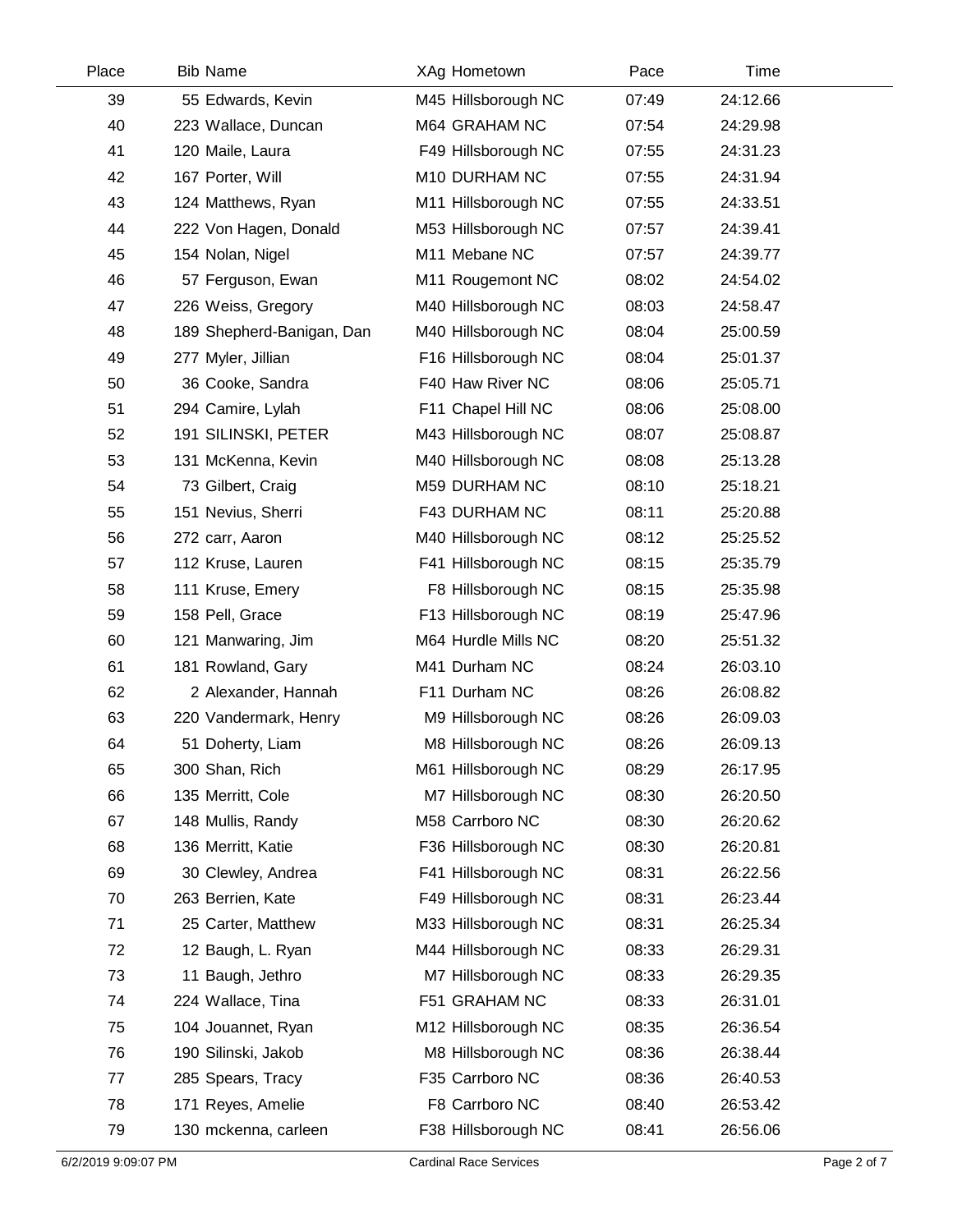| Place | Bib | Name | XAg | Hometown | Pace | Time |
|---|---|---|---|---|---|---|
| 39 | 55 | Edwards, Kevin | M45 | Hillsborough NC | 07:49 | 24:12.66 |
| 40 | 223 | Wallace, Duncan | M64 | GRAHAM NC | 07:54 | 24:29.98 |
| 41 | 120 | Maile, Laura | F49 | Hillsborough NC | 07:55 | 24:31.23 |
| 42 | 167 | Porter, Will | M10 | DURHAM NC | 07:55 | 24:31.94 |
| 43 | 124 | Matthews, Ryan | M11 | Hillsborough NC | 07:55 | 24:33.51 |
| 44 | 222 | Von Hagen, Donald | M53 | Hillsborough NC | 07:57 | 24:39.41 |
| 45 | 154 | Nolan, Nigel | M11 | Mebane NC | 07:57 | 24:39.77 |
| 46 | 57 | Ferguson, Ewan | M11 | Rougemont NC | 08:02 | 24:54.02 |
| 47 | 226 | Weiss, Gregory | M40 | Hillsborough NC | 08:03 | 24:58.47 |
| 48 | 189 | Shepherd-Banigan, Dan | M40 | Hillsborough NC | 08:04 | 25:00.59 |
| 49 | 277 | Myler, Jillian | F16 | Hillsborough NC | 08:04 | 25:01.37 |
| 50 | 36 | Cooke, Sandra | F40 | Haw River NC | 08:06 | 25:05.71 |
| 51 | 294 | Camire, Lylah | F11 | Chapel Hill NC | 08:06 | 25:08.00 |
| 52 | 191 | SILINSKI, PETER | M43 | Hillsborough NC | 08:07 | 25:08.87 |
| 53 | 131 | McKenna, Kevin | M40 | Hillsborough NC | 08:08 | 25:13.28 |
| 54 | 73 | Gilbert, Craig | M59 | DURHAM NC | 08:10 | 25:18.21 |
| 55 | 151 | Nevius, Sherri | F43 | DURHAM NC | 08:11 | 25:20.88 |
| 56 | 272 | carr, Aaron | M40 | Hillsborough NC | 08:12 | 25:25.52 |
| 57 | 112 | Kruse, Lauren | F41 | Hillsborough NC | 08:15 | 25:35.79 |
| 58 | 111 | Kruse, Emery | F8 | Hillsborough NC | 08:15 | 25:35.98 |
| 59 | 158 | Pell, Grace | F13 | Hillsborough NC | 08:19 | 25:47.96 |
| 60 | 121 | Manwaring, Jim | M64 | Hurdle Mills NC | 08:20 | 25:51.32 |
| 61 | 181 | Rowland, Gary | M41 | Durham NC | 08:24 | 26:03.10 |
| 62 | 2 | Alexander, Hannah | F11 | Durham NC | 08:26 | 26:08.82 |
| 63 | 220 | Vandermark, Henry | M9 | Hillsborough NC | 08:26 | 26:09.03 |
| 64 | 51 | Doherty, Liam | M8 | Hillsborough NC | 08:26 | 26:09.13 |
| 65 | 300 | Shan, Rich | M61 | Hillsborough NC | 08:29 | 26:17.95 |
| 66 | 135 | Merritt, Cole | M7 | Hillsborough NC | 08:30 | 26:20.50 |
| 67 | 148 | Mullis, Randy | M58 | Carrboro NC | 08:30 | 26:20.62 |
| 68 | 136 | Merritt, Katie | F36 | Hillsborough NC | 08:30 | 26:20.81 |
| 69 | 30 | Clewley, Andrea | F41 | Hillsborough NC | 08:31 | 26:22.56 |
| 70 | 263 | Berrien, Kate | F49 | Hillsborough NC | 08:31 | 26:23.44 |
| 71 | 25 | Carter, Matthew | M33 | Hillsborough NC | 08:31 | 26:25.34 |
| 72 | 12 | Baugh, L. Ryan | M44 | Hillsborough NC | 08:33 | 26:29.31 |
| 73 | 11 | Baugh, Jethro | M7 | Hillsborough NC | 08:33 | 26:29.35 |
| 74 | 224 | Wallace, Tina | F51 | GRAHAM NC | 08:33 | 26:31.01 |
| 75 | 104 | Jouannet, Ryan | M12 | Hillsborough NC | 08:35 | 26:36.54 |
| 76 | 190 | Silinski, Jakob | M8 | Hillsborough NC | 08:36 | 26:38.44 |
| 77 | 285 | Spears, Tracy | F35 | Carrboro NC | 08:36 | 26:40.53 |
| 78 | 171 | Reyes, Amelie | F8 | Carrboro NC | 08:40 | 26:53.42 |
| 79 | 130 | mckenna, carleen | F38 | Hillsborough NC | 08:41 | 26:56.06 |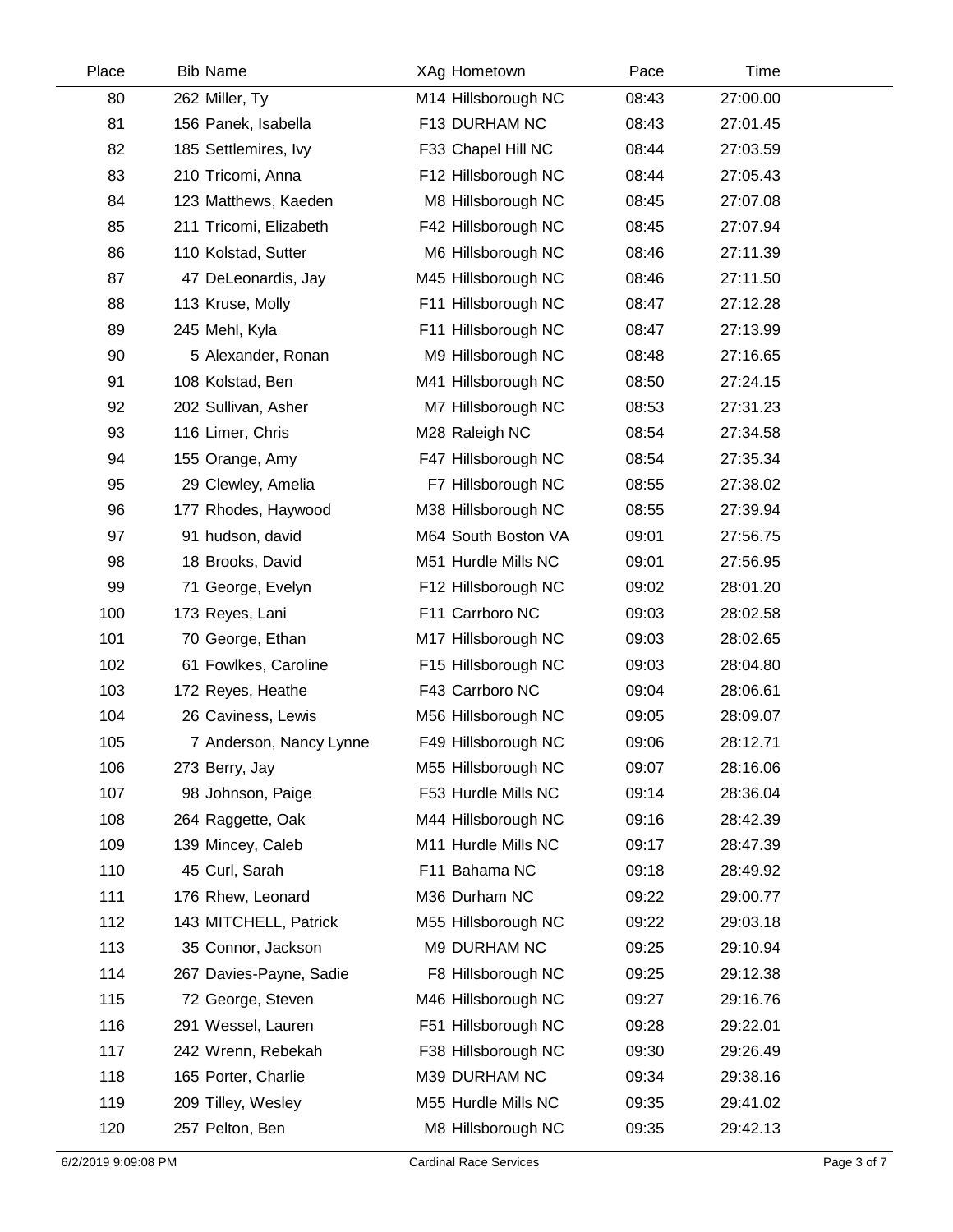| Place | Bib | Name | XAg | Hometown | Pace | Time |
|---|---|---|---|---|---|---|
| 80 | 262 | Miller, Ty | M14 | Hillsborough NC | 08:43 | 27:00.00 |
| 81 | 156 | Panek, Isabella | F13 | DURHAM NC | 08:43 | 27:01.45 |
| 82 | 185 | Settlemires, Ivy | F33 | Chapel Hill NC | 08:44 | 27:03.59 |
| 83 | 210 | Tricomi, Anna | F12 | Hillsborough NC | 08:44 | 27:05.43 |
| 84 | 123 | Matthews, Kaeden | M8 | Hillsborough NC | 08:45 | 27:07.08 |
| 85 | 211 | Tricomi, Elizabeth | F42 | Hillsborough NC | 08:45 | 27:07.94 |
| 86 | 110 | Kolstad, Sutter | M6 | Hillsborough NC | 08:46 | 27:11.39 |
| 87 | 47 | DeLeonardis, Jay | M45 | Hillsborough NC | 08:46 | 27:11.50 |
| 88 | 113 | Kruse, Molly | F11 | Hillsborough NC | 08:47 | 27:12.28 |
| 89 | 245 | Mehl, Kyla | F11 | Hillsborough NC | 08:47 | 27:13.99 |
| 90 | 5 | Alexander, Ronan | M9 | Hillsborough NC | 08:48 | 27:16.65 |
| 91 | 108 | Kolstad, Ben | M41 | Hillsborough NC | 08:50 | 27:24.15 |
| 92 | 202 | Sullivan, Asher | M7 | Hillsborough NC | 08:53 | 27:31.23 |
| 93 | 116 | Limer, Chris | M28 | Raleigh NC | 08:54 | 27:34.58 |
| 94 | 155 | Orange, Amy | F47 | Hillsborough NC | 08:54 | 27:35.34 |
| 95 | 29 | Clewley, Amelia | F7 | Hillsborough NC | 08:55 | 27:38.02 |
| 96 | 177 | Rhodes, Haywood | M38 | Hillsborough NC | 08:55 | 27:39.94 |
| 97 | 91 | hudson, david | M64 | South Boston VA | 09:01 | 27:56.75 |
| 98 | 18 | Brooks, David | M51 | Hurdle Mills NC | 09:01 | 27:56.95 |
| 99 | 71 | George, Evelyn | F12 | Hillsborough NC | 09:02 | 28:01.20 |
| 100 | 173 | Reyes, Lani | F11 | Carrboro NC | 09:03 | 28:02.58 |
| 101 | 70 | George, Ethan | M17 | Hillsborough NC | 09:03 | 28:02.65 |
| 102 | 61 | Fowlkes, Caroline | F15 | Hillsborough NC | 09:03 | 28:04.80 |
| 103 | 172 | Reyes, Heathe | F43 | Carrboro NC | 09:04 | 28:06.61 |
| 104 | 26 | Caviness, Lewis | M56 | Hillsborough NC | 09:05 | 28:09.07 |
| 105 | 7 | Anderson, Nancy Lynne | F49 | Hillsborough NC | 09:06 | 28:12.71 |
| 106 | 273 | Berry, Jay | M55 | Hillsborough NC | 09:07 | 28:16.06 |
| 107 | 98 | Johnson, Paige | F53 | Hurdle Mills NC | 09:14 | 28:36.04 |
| 108 | 264 | Raggette, Oak | M44 | Hillsborough NC | 09:16 | 28:42.39 |
| 109 | 139 | Mincey, Caleb | M11 | Hurdle Mills NC | 09:17 | 28:47.39 |
| 110 | 45 | Curl, Sarah | F11 | Bahama NC | 09:18 | 28:49.92 |
| 111 | 176 | Rhew, Leonard | M36 | Durham NC | 09:22 | 29:00.77 |
| 112 | 143 | MITCHELL, Patrick | M55 | Hillsborough NC | 09:22 | 29:03.18 |
| 113 | 35 | Connor, Jackson | M9 | DURHAM NC | 09:25 | 29:10.94 |
| 114 | 267 | Davies-Payne, Sadie | F8 | Hillsborough NC | 09:25 | 29:12.38 |
| 115 | 72 | George, Steven | M46 | Hillsborough NC | 09:27 | 29:16.76 |
| 116 | 291 | Wessel, Lauren | F51 | Hillsborough NC | 09:28 | 29:22.01 |
| 117 | 242 | Wrenn, Rebekah | F38 | Hillsborough NC | 09:30 | 29:26.49 |
| 118 | 165 | Porter, Charlie | M39 | DURHAM NC | 09:34 | 29:38.16 |
| 119 | 209 | Tilley, Wesley | M55 | Hurdle Mills NC | 09:35 | 29:41.02 |
| 120 | 257 | Pelton, Ben | M8 | Hillsborough NC | 09:35 | 29:42.13 |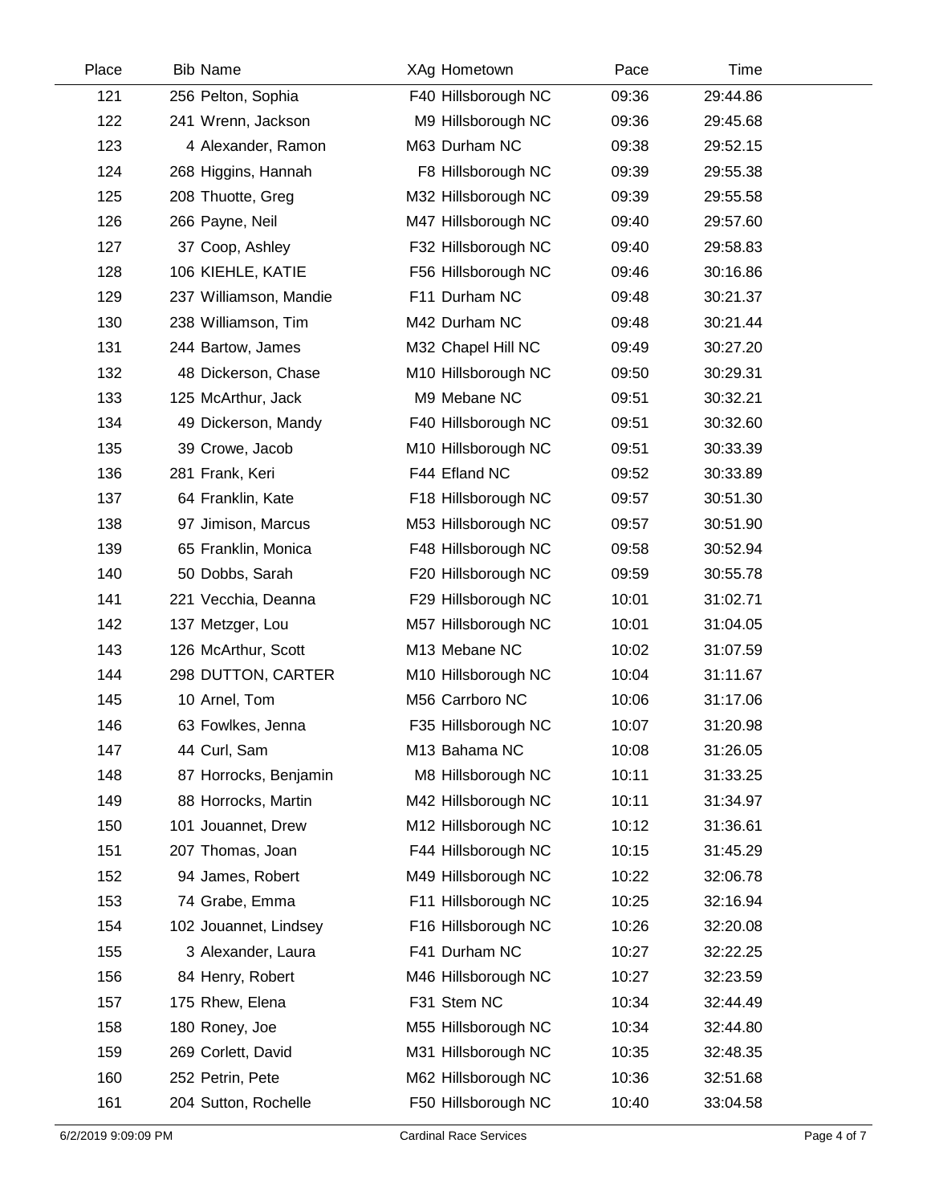| Place | Bib | Name | XAg | Hometown | Pace | Time |
|---|---|---|---|---|---|---|
| 121 | 256 | Pelton, Sophia | F40 | Hillsborough NC | 09:36 | 29:44.86 |
| 122 | 241 | Wrenn, Jackson | M9 | Hillsborough NC | 09:36 | 29:45.68 |
| 123 | 4 | Alexander, Ramon | M63 | Durham NC | 09:38 | 29:52.15 |
| 124 | 268 | Higgins, Hannah | F8 | Hillsborough NC | 09:39 | 29:55.38 |
| 125 | 208 | Thuotte, Greg | M32 | Hillsborough NC | 09:39 | 29:55.58 |
| 126 | 266 | Payne, Neil | M47 | Hillsborough NC | 09:40 | 29:57.60 |
| 127 | 37 | Coop, Ashley | F32 | Hillsborough NC | 09:40 | 29:58.83 |
| 128 | 106 | KIEHLE, KATIE | F56 | Hillsborough NC | 09:46 | 30:16.86 |
| 129 | 237 | Williamson, Mandie | F11 | Durham NC | 09:48 | 30:21.37 |
| 130 | 238 | Williamson, Tim | M42 | Durham NC | 09:48 | 30:21.44 |
| 131 | 244 | Bartow, James | M32 | Chapel Hill NC | 09:49 | 30:27.20 |
| 132 | 48 | Dickerson, Chase | M10 | Hillsborough NC | 09:50 | 30:29.31 |
| 133 | 125 | McArthur, Jack | M9 | Mebane NC | 09:51 | 30:32.21 |
| 134 | 49 | Dickerson, Mandy | F40 | Hillsborough NC | 09:51 | 30:32.60 |
| 135 | 39 | Crowe, Jacob | M10 | Hillsborough NC | 09:51 | 30:33.39 |
| 136 | 281 | Frank, Keri | F44 | Efland NC | 09:52 | 30:33.89 |
| 137 | 64 | Franklin, Kate | F18 | Hillsborough NC | 09:57 | 30:51.30 |
| 138 | 97 | Jimison, Marcus | M53 | Hillsborough NC | 09:57 | 30:51.90 |
| 139 | 65 | Franklin, Monica | F48 | Hillsborough NC | 09:58 | 30:52.94 |
| 140 | 50 | Dobbs, Sarah | F20 | Hillsborough NC | 09:59 | 30:55.78 |
| 141 | 221 | Vecchia, Deanna | F29 | Hillsborough NC | 10:01 | 31:02.71 |
| 142 | 137 | Metzger, Lou | M57 | Hillsborough NC | 10:01 | 31:04.05 |
| 143 | 126 | McArthur, Scott | M13 | Mebane NC | 10:02 | 31:07.59 |
| 144 | 298 | DUTTON, CARTER | M10 | Hillsborough NC | 10:04 | 31:11.67 |
| 145 | 10 | Arnel, Tom | M56 | Carrboro NC | 10:06 | 31:17.06 |
| 146 | 63 | Fowlkes, Jenna | F35 | Hillsborough NC | 10:07 | 31:20.98 |
| 147 | 44 | Curl, Sam | M13 | Bahama NC | 10:08 | 31:26.05 |
| 148 | 87 | Horrocks, Benjamin | M8 | Hillsborough NC | 10:11 | 31:33.25 |
| 149 | 88 | Horrocks, Martin | M42 | Hillsborough NC | 10:11 | 31:34.97 |
| 150 | 101 | Jouannet, Drew | M12 | Hillsborough NC | 10:12 | 31:36.61 |
| 151 | 207 | Thomas, Joan | F44 | Hillsborough NC | 10:15 | 31:45.29 |
| 152 | 94 | James, Robert | M49 | Hillsborough NC | 10:22 | 32:06.78 |
| 153 | 74 | Grabe, Emma | F11 | Hillsborough NC | 10:25 | 32:16.94 |
| 154 | 102 | Jouannet, Lindsey | F16 | Hillsborough NC | 10:26 | 32:20.08 |
| 155 | 3 | Alexander, Laura | F41 | Durham NC | 10:27 | 32:22.25 |
| 156 | 84 | Henry, Robert | M46 | Hillsborough NC | 10:27 | 32:23.59 |
| 157 | 175 | Rhew, Elena | F31 | Stem NC | 10:34 | 32:44.49 |
| 158 | 180 | Roney, Joe | M55 | Hillsborough NC | 10:34 | 32:44.80 |
| 159 | 269 | Corlett, David | M31 | Hillsborough NC | 10:35 | 32:48.35 |
| 160 | 252 | Petrin, Pete | M62 | Hillsborough NC | 10:36 | 32:51.68 |
| 161 | 204 | Sutton, Rochelle | F50 | Hillsborough NC | 10:40 | 33:04.58 |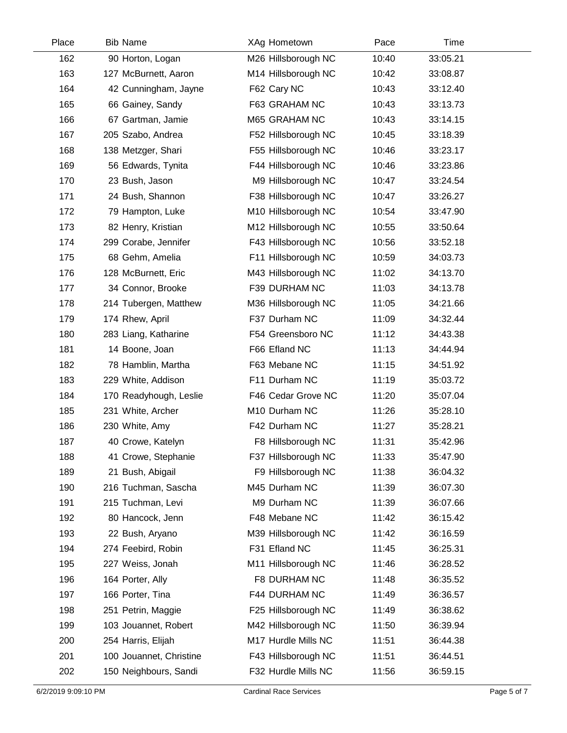| Place | Bib | Name | XAg | Hometown | Pace | Time |
|---|---|---|---|---|---|---|
| 162 | 90 | Horton, Logan | M26 | Hillsborough NC | 10:40 | 33:05.21 |
| 163 | 127 | McBurnett, Aaron | M14 | Hillsborough NC | 10:42 | 33:08.87 |
| 164 | 42 | Cunningham, Jayne | F62 | Cary NC | 10:43 | 33:12.40 |
| 165 | 66 | Gainey, Sandy | F63 | GRAHAM NC | 10:43 | 33:13.73 |
| 166 | 67 | Gartman, Jamie | M65 | GRAHAM NC | 10:43 | 33:14.15 |
| 167 | 205 | Szabo, Andrea | F52 | Hillsborough NC | 10:45 | 33:18.39 |
| 168 | 138 | Metzger, Shari | F55 | Hillsborough NC | 10:46 | 33:23.17 |
| 169 | 56 | Edwards, Tynita | F44 | Hillsborough NC | 10:46 | 33:23.86 |
| 170 | 23 | Bush, Jason | M9 | Hillsborough NC | 10:47 | 33:24.54 |
| 171 | 24 | Bush, Shannon | F38 | Hillsborough NC | 10:47 | 33:26.27 |
| 172 | 79 | Hampton, Luke | M10 | Hillsborough NC | 10:54 | 33:47.90 |
| 173 | 82 | Henry, Kristian | M12 | Hillsborough NC | 10:55 | 33:50.64 |
| 174 | 299 | Corabe, Jennifer | F43 | Hillsborough NC | 10:56 | 33:52.18 |
| 175 | 68 | Gehm, Amelia | F11 | Hillsborough NC | 10:59 | 34:03.73 |
| 176 | 128 | McBurnett, Eric | M43 | Hillsborough NC | 11:02 | 34:13.70 |
| 177 | 34 | Connor, Brooke | F39 | DURHAM NC | 11:03 | 34:13.78 |
| 178 | 214 | Tubergen, Matthew | M36 | Hillsborough NC | 11:05 | 34:21.66 |
| 179 | 174 | Rhew, April | F37 | Durham NC | 11:09 | 34:32.44 |
| 180 | 283 | Liang, Katharine | F54 | Greensboro NC | 11:12 | 34:43.38 |
| 181 | 14 | Boone, Joan | F66 | Efland NC | 11:13 | 34:44.94 |
| 182 | 78 | Hamblin, Martha | F63 | Mebane NC | 11:15 | 34:51.92 |
| 183 | 229 | White, Addison | F11 | Durham NC | 11:19 | 35:03.72 |
| 184 | 170 | Readyhough, Leslie | F46 | Cedar Grove NC | 11:20 | 35:07.04 |
| 185 | 231 | White, Archer | M10 | Durham NC | 11:26 | 35:28.10 |
| 186 | 230 | White, Amy | F42 | Durham NC | 11:27 | 35:28.21 |
| 187 | 40 | Crowe, Katelyn | F8 | Hillsborough NC | 11:31 | 35:42.96 |
| 188 | 41 | Crowe, Stephanie | F37 | Hillsborough NC | 11:33 | 35:47.90 |
| 189 | 21 | Bush, Abigail | F9 | Hillsborough NC | 11:38 | 36:04.32 |
| 190 | 216 | Tuchman, Sascha | M45 | Durham NC | 11:39 | 36:07.30 |
| 191 | 215 | Tuchman, Levi | M9 | Durham NC | 11:39 | 36:07.66 |
| 192 | 80 | Hancock, Jenn | F48 | Mebane NC | 11:42 | 36:15.42 |
| 193 | 22 | Bush, Aryano | M39 | Hillsborough NC | 11:42 | 36:16.59 |
| 194 | 274 | Feebird, Robin | F31 | Efland NC | 11:45 | 36:25.31 |
| 195 | 227 | Weiss, Jonah | M11 | Hillsborough NC | 11:46 | 36:28.52 |
| 196 | 164 | Porter, Ally | F8 | DURHAM NC | 11:48 | 36:35.52 |
| 197 | 166 | Porter, Tina | F44 | DURHAM NC | 11:49 | 36:36.57 |
| 198 | 251 | Petrin, Maggie | F25 | Hillsborough NC | 11:49 | 36:38.62 |
| 199 | 103 | Jouannet, Robert | M42 | Hillsborough NC | 11:50 | 36:39.94 |
| 200 | 254 | Harris, Elijah | M17 | Hurdle Mills NC | 11:51 | 36:44.38 |
| 201 | 100 | Jouannet, Christine | F43 | Hillsborough NC | 11:51 | 36:44.51 |
| 202 | 150 | Neighbours, Sandi | F32 | Hurdle Mills NC | 11:56 | 36:59.15 |

6/2/2019 9:09:10 PM Cardinal Race Services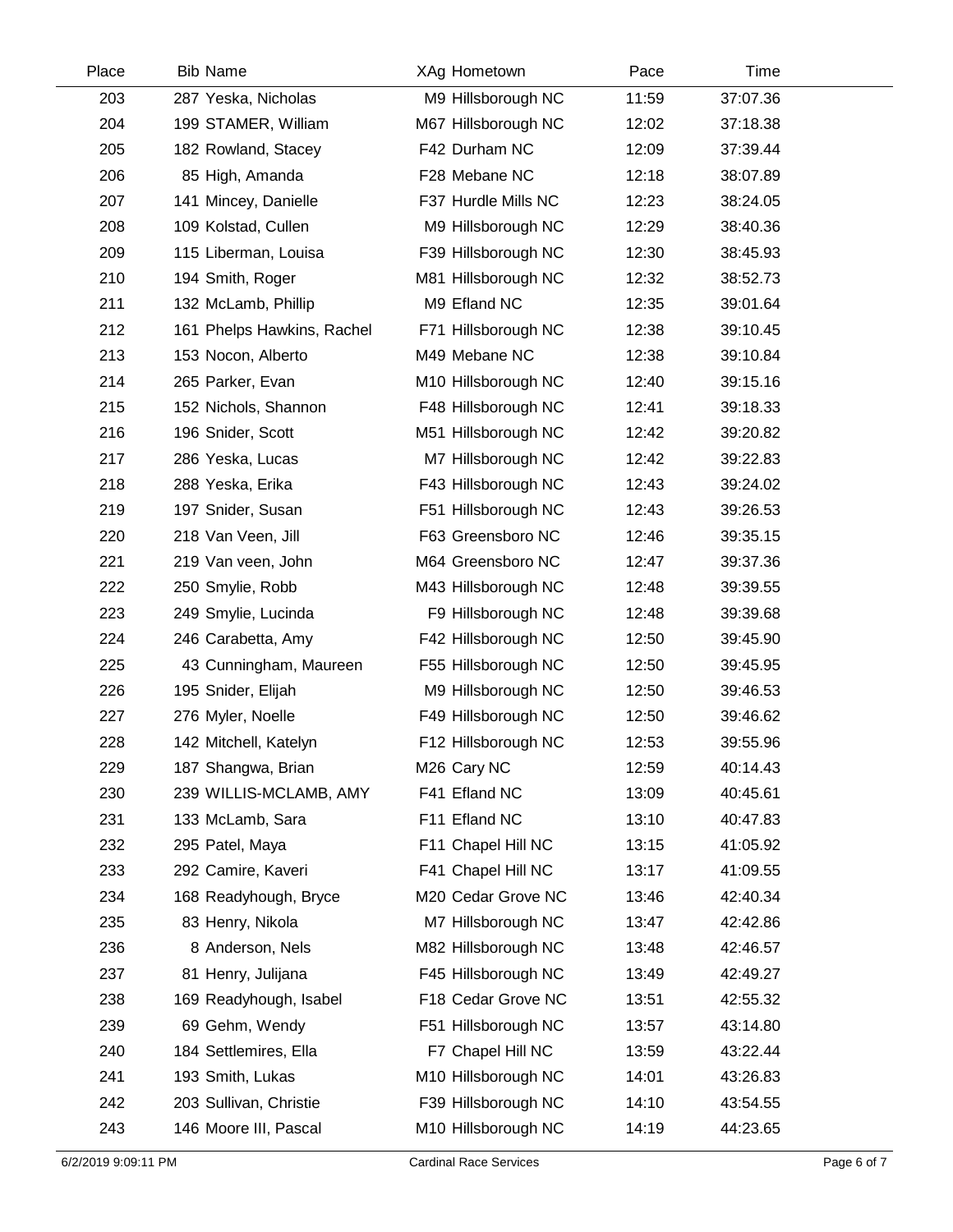| Place | Bib | Name | XAg | Hometown | Pace | Time |
|---|---|---|---|---|---|---|
| 203 | 287 | Yeska, Nicholas | M9 | Hillsborough NC | 11:59 | 37:07.36 |
| 204 | 199 | STAMER, William | M67 | Hillsborough NC | 12:02 | 37:18.38 |
| 205 | 182 | Rowland, Stacey | F42 | Durham NC | 12:09 | 37:39.44 |
| 206 | 85 | High, Amanda | F28 | Mebane NC | 12:18 | 38:07.89 |
| 207 | 141 | Mincey, Danielle | F37 | Hurdle Mills NC | 12:23 | 38:24.05 |
| 208 | 109 | Kolstad, Cullen | M9 | Hillsborough NC | 12:29 | 38:40.36 |
| 209 | 115 | Liberman, Louisa | F39 | Hillsborough NC | 12:30 | 38:45.93 |
| 210 | 194 | Smith, Roger | M81 | Hillsborough NC | 12:32 | 38:52.73 |
| 211 | 132 | McLamb, Phillip | M9 | Efland NC | 12:35 | 39:01.64 |
| 212 | 161 | Phelps Hawkins, Rachel | F71 | Hillsborough NC | 12:38 | 39:10.45 |
| 213 | 153 | Nocon, Alberto | M49 | Mebane NC | 12:38 | 39:10.84 |
| 214 | 265 | Parker, Evan | M10 | Hillsborough NC | 12:40 | 39:15.16 |
| 215 | 152 | Nichols, Shannon | F48 | Hillsborough NC | 12:41 | 39:18.33 |
| 216 | 196 | Snider, Scott | M51 | Hillsborough NC | 12:42 | 39:20.82 |
| 217 | 286 | Yeska, Lucas | M7 | Hillsborough NC | 12:42 | 39:22.83 |
| 218 | 288 | Yeska, Erika | F43 | Hillsborough NC | 12:43 | 39:24.02 |
| 219 | 197 | Snider, Susan | F51 | Hillsborough NC | 12:43 | 39:26.53 |
| 220 | 218 | Van Veen, Jill | F63 | Greensboro NC | 12:46 | 39:35.15 |
| 221 | 219 | Van veen, John | M64 | Greensboro NC | 12:47 | 39:37.36 |
| 222 | 250 | Smylie, Robb | M43 | Hillsborough NC | 12:48 | 39:39.55 |
| 223 | 249 | Smylie, Lucinda | F9 | Hillsborough NC | 12:48 | 39:39.68 |
| 224 | 246 | Carabetta, Amy | F42 | Hillsborough NC | 12:50 | 39:45.90 |
| 225 | 43 | Cunningham, Maureen | F55 | Hillsborough NC | 12:50 | 39:45.95 |
| 226 | 195 | Snider, Elijah | M9 | Hillsborough NC | 12:50 | 39:46.53 |
| 227 | 276 | Myler, Noelle | F49 | Hillsborough NC | 12:50 | 39:46.62 |
| 228 | 142 | Mitchell, Katelyn | F12 | Hillsborough NC | 12:53 | 39:55.96 |
| 229 | 187 | Shangwa, Brian | M26 | Cary NC | 12:59 | 40:14.43 |
| 230 | 239 | WILLIS-MCLAMB, AMY | F41 | Efland NC | 13:09 | 40:45.61 |
| 231 | 133 | McLamb, Sara | F11 | Efland NC | 13:10 | 40:47.83 |
| 232 | 295 | Patel, Maya | F11 | Chapel Hill NC | 13:15 | 41:05.92 |
| 233 | 292 | Camire, Kaveri | F41 | Chapel Hill NC | 13:17 | 41:09.55 |
| 234 | 168 | Readyhough, Bryce | M20 | Cedar Grove NC | 13:46 | 42:40.34 |
| 235 | 83 | Henry, Nikola | M7 | Hillsborough NC | 13:47 | 42:42.86 |
| 236 | 8 | Anderson, Nels | M82 | Hillsborough NC | 13:48 | 42:46.57 |
| 237 | 81 | Henry, Julijana | F45 | Hillsborough NC | 13:49 | 42:49.27 |
| 238 | 169 | Readyhough, Isabel | F18 | Cedar Grove NC | 13:51 | 42:55.32 |
| 239 | 69 | Gehm, Wendy | F51 | Hillsborough NC | 13:57 | 43:14.80 |
| 240 | 184 | Settlemires, Ella | F7 | Chapel Hill NC | 13:59 | 43:22.44 |
| 241 | 193 | Smith, Lukas | M10 | Hillsborough NC | 14:01 | 43:26.83 |
| 242 | 203 | Sullivan, Christie | F39 | Hillsborough NC | 14:10 | 43:54.55 |
| 243 | 146 | Moore III, Pascal | M10 | Hillsborough NC | 14:19 | 44:23.65 |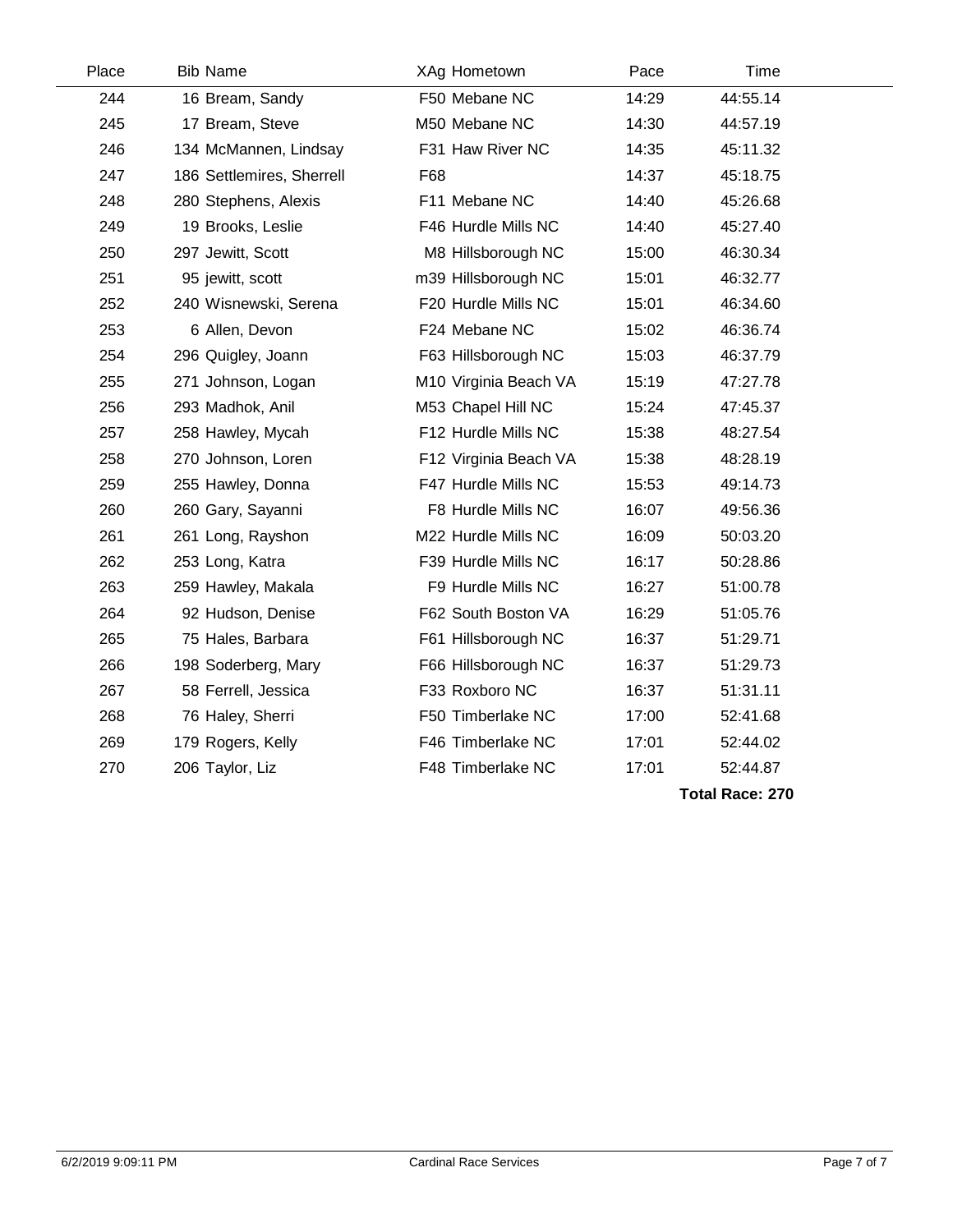| Place | Bib | Name | XAg | Hometown | Pace | Time |
|---|---|---|---|---|---|---|
| 244 | 16 | Bream, Sandy | F50 | Mebane NC | 14:29 | 44:55.14 |
| 245 | 17 | Bream, Steve | M50 | Mebane NC | 14:30 | 44:57.19 |
| 246 | 134 | McMannen, Lindsay | F31 | Haw River NC | 14:35 | 45:11.32 |
| 247 | 186 | Settlemires, Sherrell | F68 | | 14:37 | 45:18.75 |
| 248 | 280 | Stephens, Alexis | F11 | Mebane NC | 14:40 | 45:26.68 |
| 249 | 19 | Brooks, Leslie | F46 | Hurdle Mills NC | 14:40 | 45:27.40 |
| 250 | 297 | Jewitt, Scott | M8 | Hillsborough NC | 15:00 | 46:30.34 |
| 251 | 95 | jewitt, scott | m39 | Hillsborough NC | 15:01 | 46:32.77 |
| 252 | 240 | Wisnewski, Serena | F20 | Hurdle Mills NC | 15:01 | 46:34.60 |
| 253 | 6 | Allen, Devon | F24 | Mebane NC | 15:02 | 46:36.74 |
| 254 | 296 | Quigley, Joann | F63 | Hillsborough NC | 15:03 | 46:37.79 |
| 255 | 271 | Johnson, Logan | M10 | Virginia Beach VA | 15:19 | 47:27.78 |
| 256 | 293 | Madhok, Anil | M53 | Chapel Hill NC | 15:24 | 47:45.37 |
| 257 | 258 | Hawley, Mycah | F12 | Hurdle Mills NC | 15:38 | 48:27.54 |
| 258 | 270 | Johnson, Loren | F12 | Virginia Beach VA | 15:38 | 48:28.19 |
| 259 | 255 | Hawley, Donna | F47 | Hurdle Mills NC | 15:53 | 49:14.73 |
| 260 | 260 | Gary, Sayanni | F8 | Hurdle Mills NC | 16:07 | 49:56.36 |
| 261 | 261 | Long, Rayshon | M22 | Hurdle Mills NC | 16:09 | 50:03.20 |
| 262 | 253 | Long, Katra | F39 | Hurdle Mills NC | 16:17 | 50:28.86 |
| 263 | 259 | Hawley, Makala | F9 | Hurdle Mills NC | 16:27 | 51:00.78 |
| 264 | 92 | Hudson, Denise | F62 | South Boston VA | 16:29 | 51:05.76 |
| 265 | 75 | Hales, Barbara | F61 | Hillsborough NC | 16:37 | 51:29.71 |
| 266 | 198 | Soderberg, Mary | F66 | Hillsborough NC | 16:37 | 51:29.73 |
| 267 | 58 | Ferrell, Jessica | F33 | Roxboro NC | 16:37 | 51:31.11 |
| 268 | 76 | Haley, Sherri | F50 | Timberlake NC | 17:00 | 52:41.68 |
| 269 | 179 | Rogers, Kelly | F46 | Timberlake NC | 17:01 | 52:44.02 |
| 270 | 206 | Taylor, Liz | F48 | Timberlake NC | 17:01 | 52:44.87 |

**Total Race: 270**

6/2/2019 9:09:11 PM Cardinal Race Services